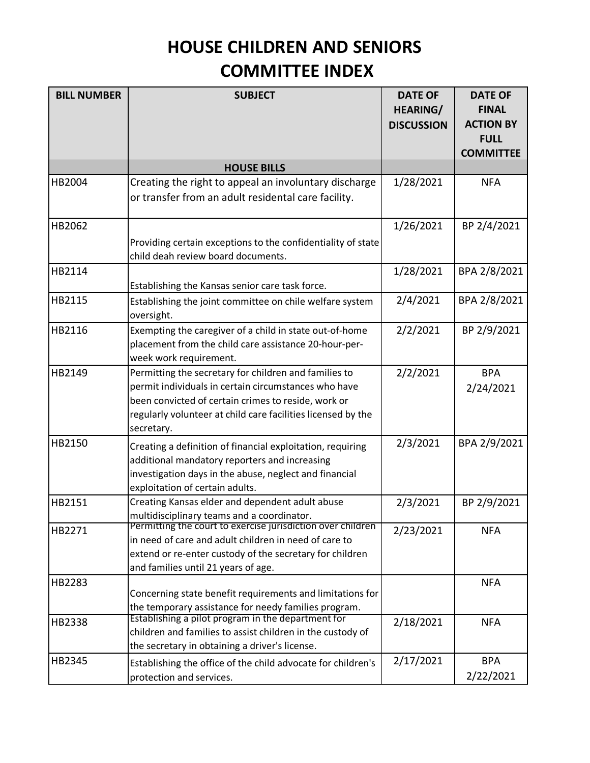# HOUSE CHILDREN AND SENIORS COMMITTEE INDEX

| BILL NUMBER | SUBJECT | DATE OF HEARING/ DISCUSSION | DATE OF FINAL ACTION BY FULL COMMITTEE |
|---|---|---|---|
| | **HOUSE BILLS** | | |
| HB2004 | Creating the right to appeal an involuntary discharge or transfer from an adult residental care facility. | 1/28/2021 | NFA |
| HB2062 | Providing certain exceptions to the confidentiality of state child deah review board documents. | 1/26/2021 | BP 2/4/2021 |
| HB2114 | Establishing the Kansas senior care task force. | 1/28/2021 | BPA 2/8/2021 |
| HB2115 | Establishing the joint committee on chile welfare system oversight. | 2/4/2021 | BPA 2/8/2021 |
| HB2116 | Exempting the caregiver of a child in state out-of-home placement from the child care assistance 20-hour-per-week work requirement. | 2/2/2021 | BP 2/9/2021 |
| HB2149 | Permitting the secretary for children and families to permit individuals in certain circumstances who have been convicted of certain crimes to reside, work or regularly volunteer at child care facilities licensed by the secretary. | 2/2/2021 | BPA 2/24/2021 |
| HB2150 | Creating a definition of financial exploitation, requiring additional mandatory reporters and increasing investigation days in the abuse, neglect and financial exploitation of certain adults. | 2/3/2021 | BPA 2/9/2021 |
| HB2151 | Creating Kansas elder and dependent adult abuse multidisciplinary teams and a coordinator. | 2/3/2021 | BP 2/9/2021 |
| HB2271 | Permitting the court to exercise jurisdiction over children in need of care and adult children in need of care to extend or re-enter custody of the secretary for children and families until 21 years of age. | 2/23/2021 | NFA |
| HB2283 | Concerning state benefit requirements and limitations for the temporary assistance for needy families program. | | NFA |
| HB2338 | Establishing a pilot program in the department for children and families to assist children in the custody of the secretary in obtaining a driver's license. | 2/18/2021 | NFA |
| HB2345 | Establishing the office of the child advocate for children's protection and services. | 2/17/2021 | BPA 2/22/2021 |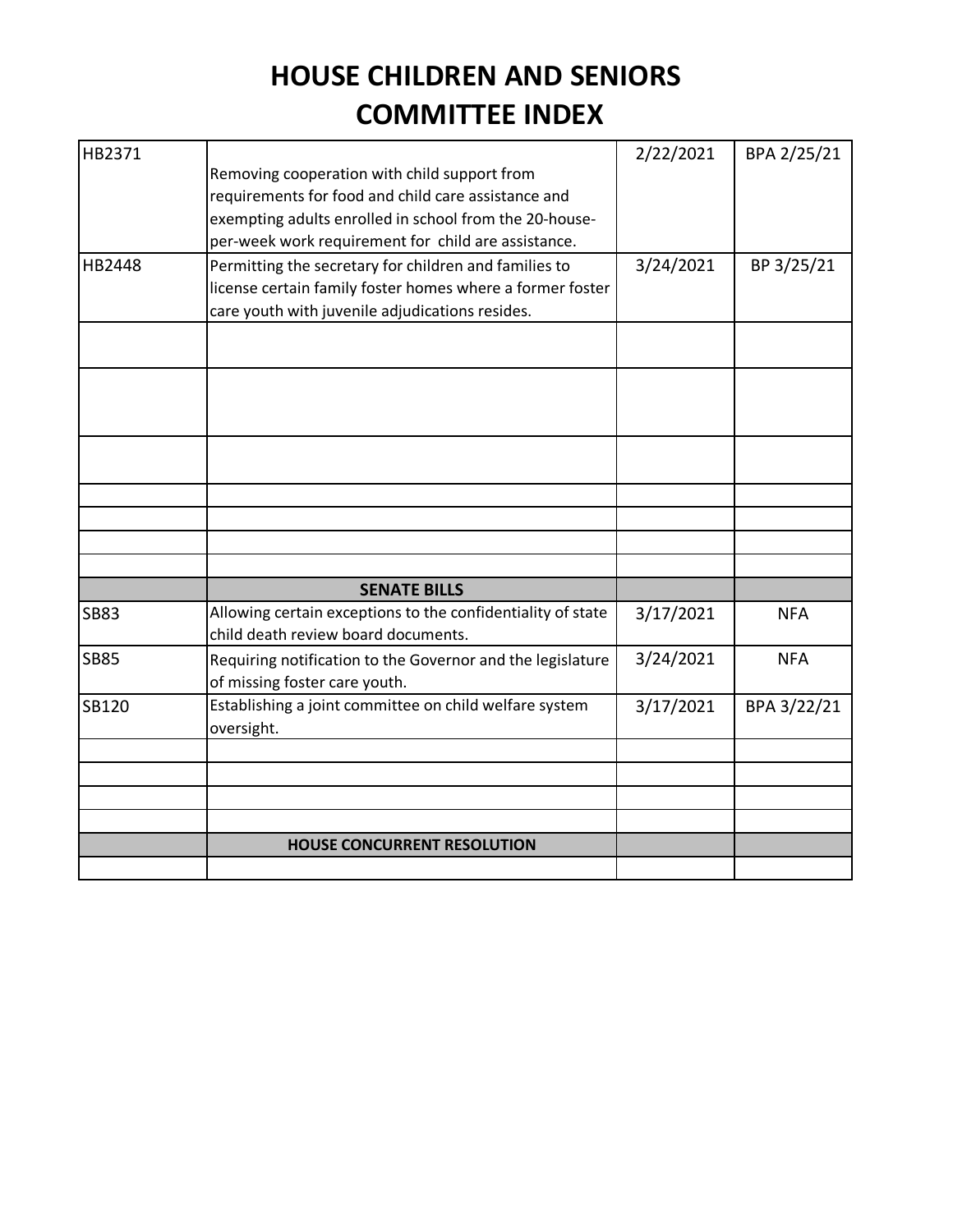# HOUSE CHILDREN AND SENIORS COMMITTEE INDEX

| | | | |
|---|---|---|---|
| HB2371 | Removing cooperation with child support from requirements for food and child care assistance and exempting adults enrolled in school from the 20-house-per-week work requirement for child are assistance. | 2/22/2021 | BPA 2/25/21 |
| HB2448 | Permitting the secretary for children and families to license certain family foster homes where a former foster care youth with juvenile adjudications resides. | 3/24/2021 | BP 3/25/21 |
| | | | |
| | | | |
| | | | |
| | | | |
| | | | |
| | | | |
| | | | |
| | **SENATE BILLS** | | |
| SB83 | Allowing certain exceptions to the confidentiality of state child death review board documents. | 3/17/2021 | NFA |
| SB85 | Requiring notification to the Governor and the legislature of missing foster care youth. | 3/24/2021 | NFA |
| SB120 | Establishing a joint committee on child welfare system oversight. | 3/17/2021 | BPA 3/22/21 |
| | | | |
| | | | |
| | | | |
| | | | |
| | **HOUSE CONCURRENT RESOLUTION** | | |
| | | | |